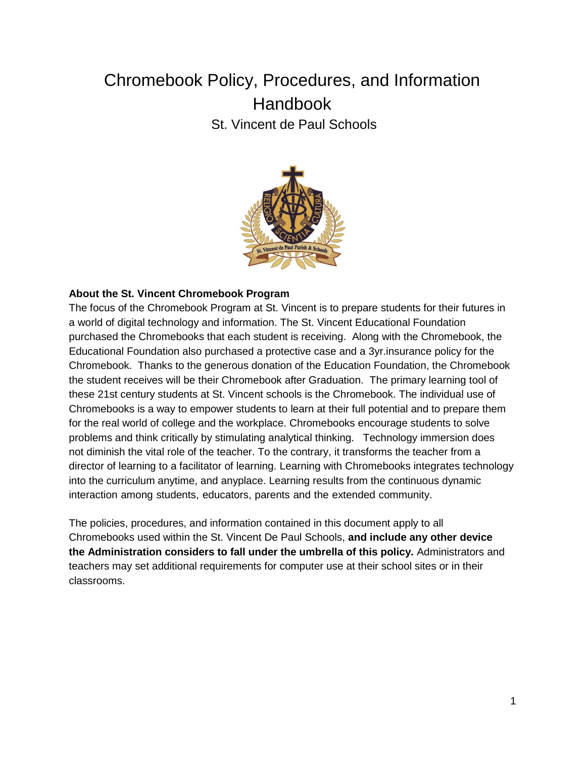# Chromebook Policy, Procedures, and Information Handbook

St. Vincent de Paul Schools

**About the St. Vincent Chromebook Program**

The focus of the Chromebook Program at St. Vincent is to prepare students for their futures in a world of digital technology and information. The St. Vincent Educational Foundation purchased the Chromebooks that each student is receiving. Along with the Chromebook, the Educational Foundation also purchased a protective case and a 3yr.insurance policy for the Chromebook. Thanks to the generous donation of the Education Foundation, the Chromebook the student receives will be their Chromebook after Graduation. The primary learning tool of these 21st century students at St. Vincent schools is the Chromebook. The individual use of Chromebooks is a way to empower students to learn at their full potential and to prepare them for the real world of college and the workplace. Chromebooks encourage students to solve problems and think critically by stimulating analytical thinking. Technology immersion does not diminish the vital role of the teacher. To the contrary, it transforms the teacher from a director of learning to a facilitator of learning. Learning with Chromebooks integrates technology into the curriculum anytime, and anyplace. Learning results from the continuous dynamic interaction among students, educators, parents and the extended community.

The policies, procedures, and information contained in this document apply to all Chromebooks used within the St. Vincent De Paul Schools, **and include any other device the Administration considers to fall under the umbrella of this policy.** Administrators and teachers may set additional requirements for computer use at their school sites or in their classrooms.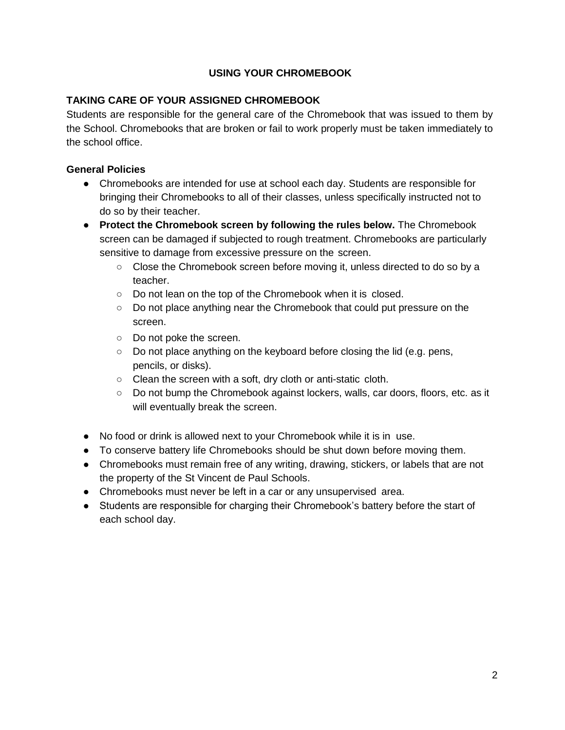# USING YOUR CHROMEBOOK

## TAKING CARE OF YOUR ASSIGNED CHROMEBOOK

Students are responsible for the general care of the Chromebook that was issued to them by the School. Chromebooks that are broken or fail to work properly must be taken immediately to the school office.

### General Policies

- Chromebooks are intended for use at school each day. Students are responsible for bringing their Chromebooks to all of their classes, unless specifically instructed not to do so by their teacher.
- **Protect the Chromebook screen by following the rules below.** The Chromebook screen can be damaged if subjected to rough treatment. Chromebooks are particularly sensitive to damage from excessive pressure on the screen.
  - Close the Chromebook screen before moving it, unless directed to do so by a teacher.
  - Do not lean on the top of the Chromebook when it is closed.
  - Do not place anything near the Chromebook that could put pressure on the screen.
  - Do not poke the screen.
  - Do not place anything on the keyboard before closing the lid (e.g. pens, pencils, or disks).
  - Clean the screen with a soft, dry cloth or anti-static cloth.
  - Do not bump the Chromebook against lockers, walls, car doors, floors, etc. as it will eventually break the screen.
- No food or drink is allowed next to your Chromebook while it is in use.
- To conserve battery life Chromebooks should be shut down before moving them.
- Chromebooks must remain free of any writing, drawing, stickers, or labels that are not the property of the St Vincent de Paul Schools.
- Chromebooks must never be left in a car or any unsupervised area.
- Students are responsible for charging their Chromebook's battery before the start of each school day.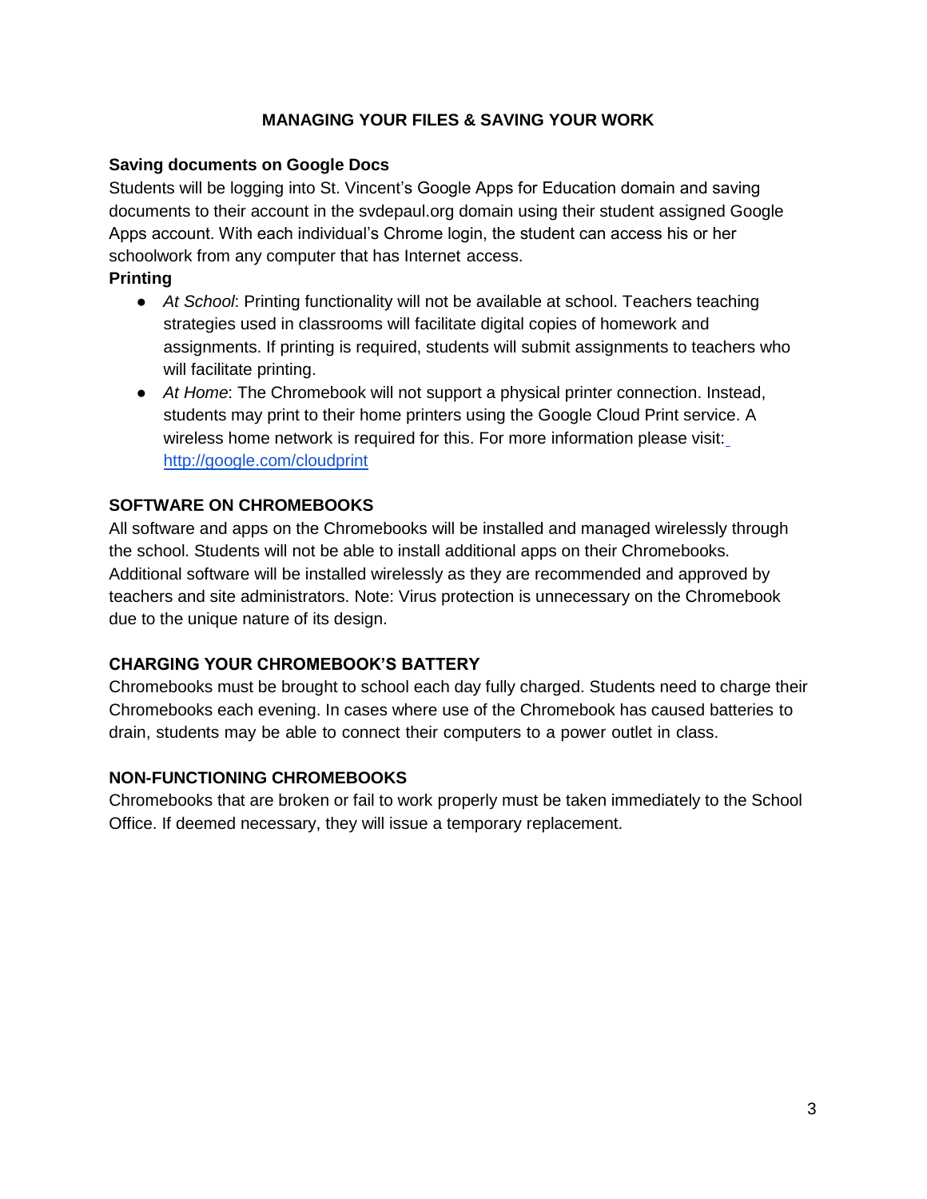## MANAGING YOUR FILES & SAVING YOUR WORK

**Saving documents on Google Docs**

Students will be logging into St. Vincent's Google Apps for Education domain and saving documents to their account in the svdepaul.org domain using their student assigned Google Apps account. With each individual's Chrome login, the student can access his or her schoolwork from any computer that has Internet access.

**Printing**

- *At School*: Printing functionality will not be available at school. Teachers teaching strategies used in classrooms will facilitate digital copies of homework and assignments. If printing is required, students will submit assignments to teachers who will facilitate printing.
- *At Home*: The Chromebook will not support a physical printer connection. Instead, students may print to their home printers using the Google Cloud Print service. A wireless home network is required for this. For more information please visit: [http://google.com/cloudprint](http://google.com/cloudprint)

### SOFTWARE ON CHROMEBOOKS

All software and apps on the Chromebooks will be installed and managed wirelessly through the school. Students will not be able to install additional apps on their Chromebooks. Additional software will be installed wirelessly as they are recommended and approved by teachers and site administrators. Note: Virus protection is unnecessary on the Chromebook due to the unique nature of its design.

### CHARGING YOUR CHROMEBOOK'S BATTERY

Chromebooks must be brought to school each day fully charged. Students need to charge their Chromebooks each evening. In cases where use of the Chromebook has caused batteries to drain, students may be able to connect their computers to a power outlet in class.

### NON-FUNCTIONING CHROMEBOOKS

Chromebooks that are broken or fail to work properly must be taken immediately to the School Office. If deemed necessary, they will issue a temporary replacement.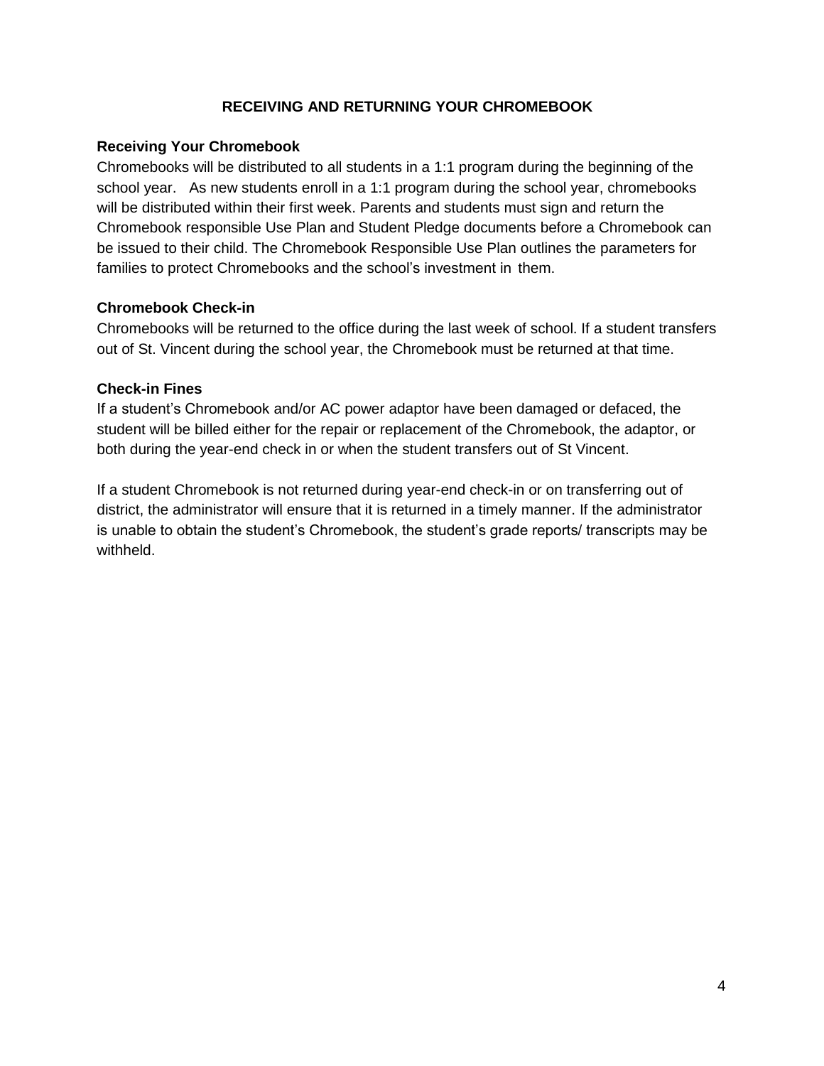## RECEIVING AND RETURNING YOUR CHROMEBOOK

### Receiving Your Chromebook

Chromebooks will be distributed to all students in a 1:1 program during the beginning of the school year. As new students enroll in a 1:1 program during the school year, chromebooks will be distributed within their first week. Parents and students must sign and return the Chromebook responsible Use Plan and Student Pledge documents before a Chromebook can be issued to their child. The Chromebook Responsible Use Plan outlines the parameters for families to protect Chromebooks and the school's investment in them.

### Chromebook Check-in

Chromebooks will be returned to the office during the last week of school. If a student transfers out of St. Vincent during the school year, the Chromebook must be returned at that time.

### Check-in Fines

If a student's Chromebook and/or AC power adaptor have been damaged or defaced, the student will be billed either for the repair or replacement of the Chromebook, the adaptor, or both during the year-end check in or when the student transfers out of St Vincent.

If a student Chromebook is not returned during year-end check-in or on transferring out of district, the administrator will ensure that it is returned in a timely manner. If the administrator is unable to obtain the student's Chromebook, the student's grade reports/ transcripts may be withheld.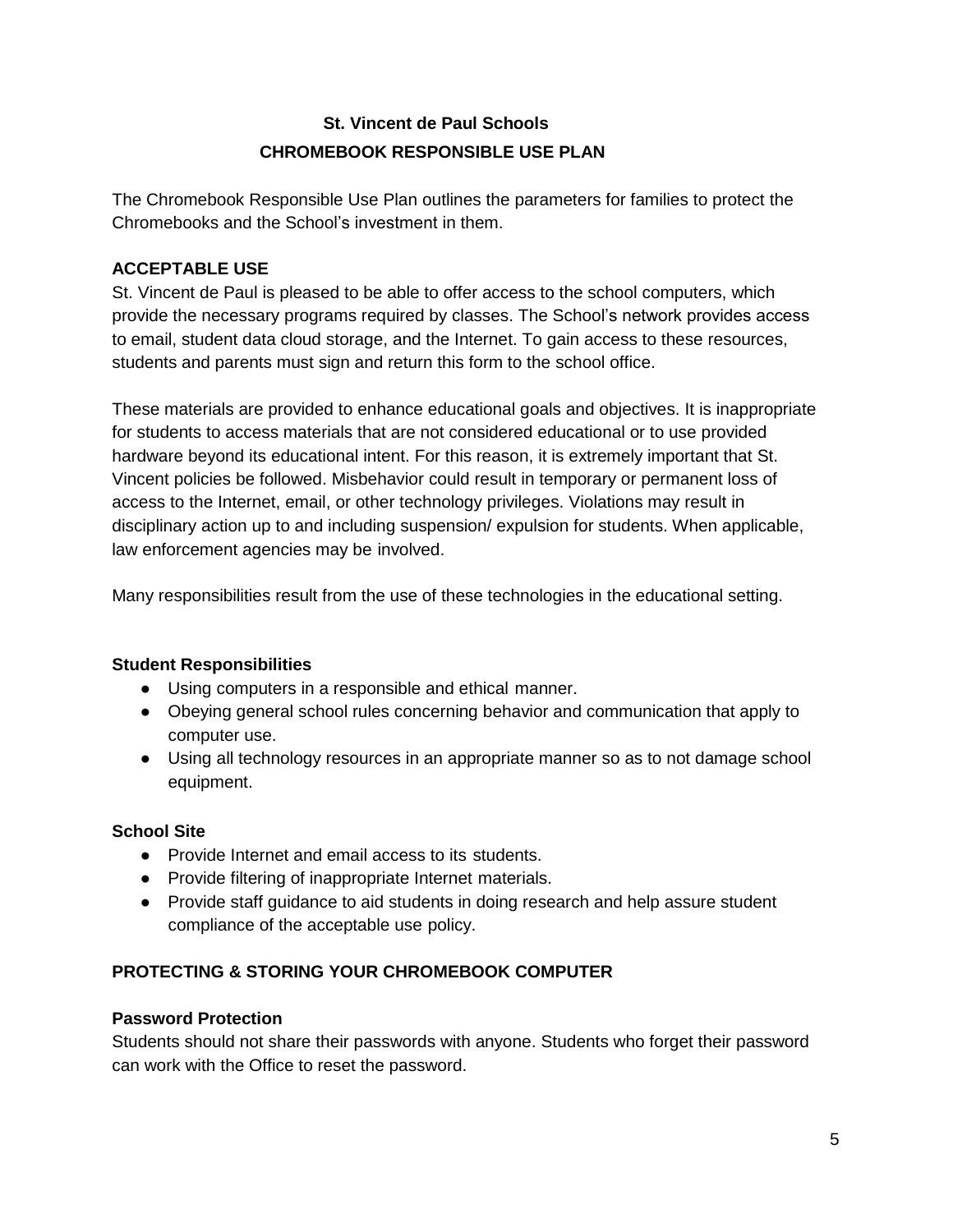# St. Vincent de Paul Schools

## CHROMEBOOK RESPONSIBLE USE PLAN

The Chromebook Responsible Use Plan outlines the parameters for families to protect the Chromebooks and the School's investment in them.

### ACCEPTABLE USE

St. Vincent de Paul is pleased to be able to offer access to the school computers, which provide the necessary programs required by classes. The School's network provides access to email, student data cloud storage, and the Internet. To gain access to these resources, students and parents must sign and return this form to the school office.

These materials are provided to enhance educational goals and objectives. It is inappropriate for students to access materials that are not considered educational or to use provided hardware beyond its educational intent. For this reason, it is extremely important that St. Vincent policies be followed. Misbehavior could result in temporary or permanent loss of access to the Internet, email, or other technology privileges. Violations may result in disciplinary action up to and including suspension/ expulsion for students. When applicable, law enforcement agencies may be involved.

Many responsibilities result from the use of these technologies in the educational setting.

#### Student Responsibilities

- Using computers in a responsible and ethical manner.
- Obeying general school rules concerning behavior and communication that apply to computer use.
- Using all technology resources in an appropriate manner so as to not damage school equipment.

#### School Site

- Provide Internet and email access to its students.
- Provide filtering of inappropriate Internet materials.
- Provide staff guidance to aid students in doing research and help assure student compliance of the acceptable use policy.

### PROTECTING & STORING YOUR CHROMEBOOK COMPUTER

#### Password Protection

Students should not share their passwords with anyone. Students who forget their password can work with the Office to reset the password.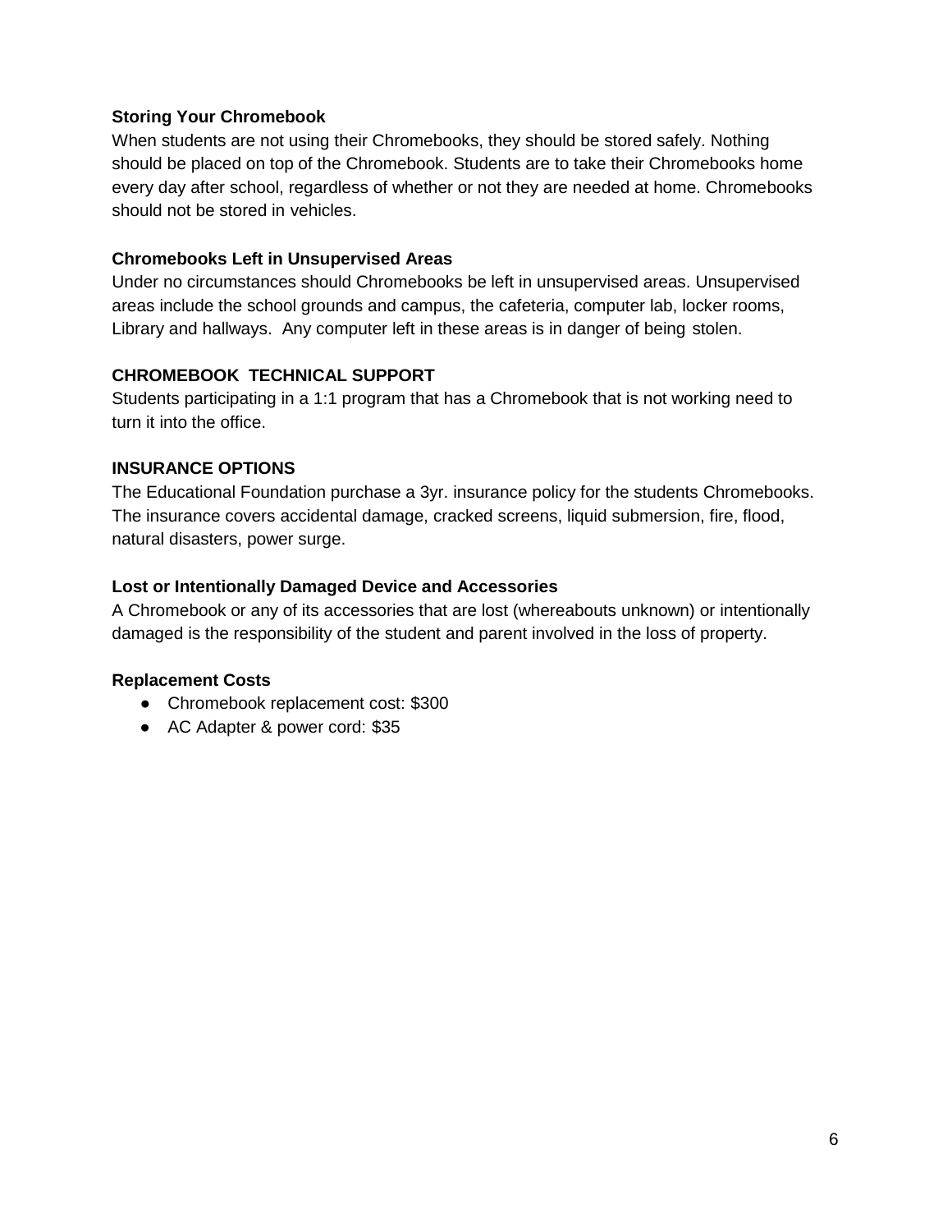**Storing Your Chromebook**

When students are not using their Chromebooks, they should be stored safely. Nothing should be placed on top of the Chromebook. Students are to take their Chromebooks home every day after school, regardless of whether or not they are needed at home. Chromebooks should not be stored in vehicles.

**Chromebooks Left in Unsupervised Areas**

Under no circumstances should Chromebooks be left in unsupervised areas. Unsupervised areas include the school grounds and campus, the cafeteria, computer lab, locker rooms, Library and hallways. Any computer left in these areas is in danger of being stolen.

**CHROMEBOOK TECHNICAL SUPPORT**

Students participating in a 1:1 program that has a Chromebook that is not working need to turn it into the office.

**INSURANCE OPTIONS**

The Educational Foundation purchase a 3yr. insurance policy for the students Chromebooks. The insurance covers accidental damage, cracked screens, liquid submersion, fire, flood, natural disasters, power surge.

**Lost or Intentionally Damaged Device and Accessories**

A Chromebook or any of its accessories that are lost (whereabouts unknown) or intentionally damaged is the responsibility of the student and parent involved in the loss of property.

**Replacement Costs**

- Chromebook replacement cost: $300
- AC Adapter & power cord: $35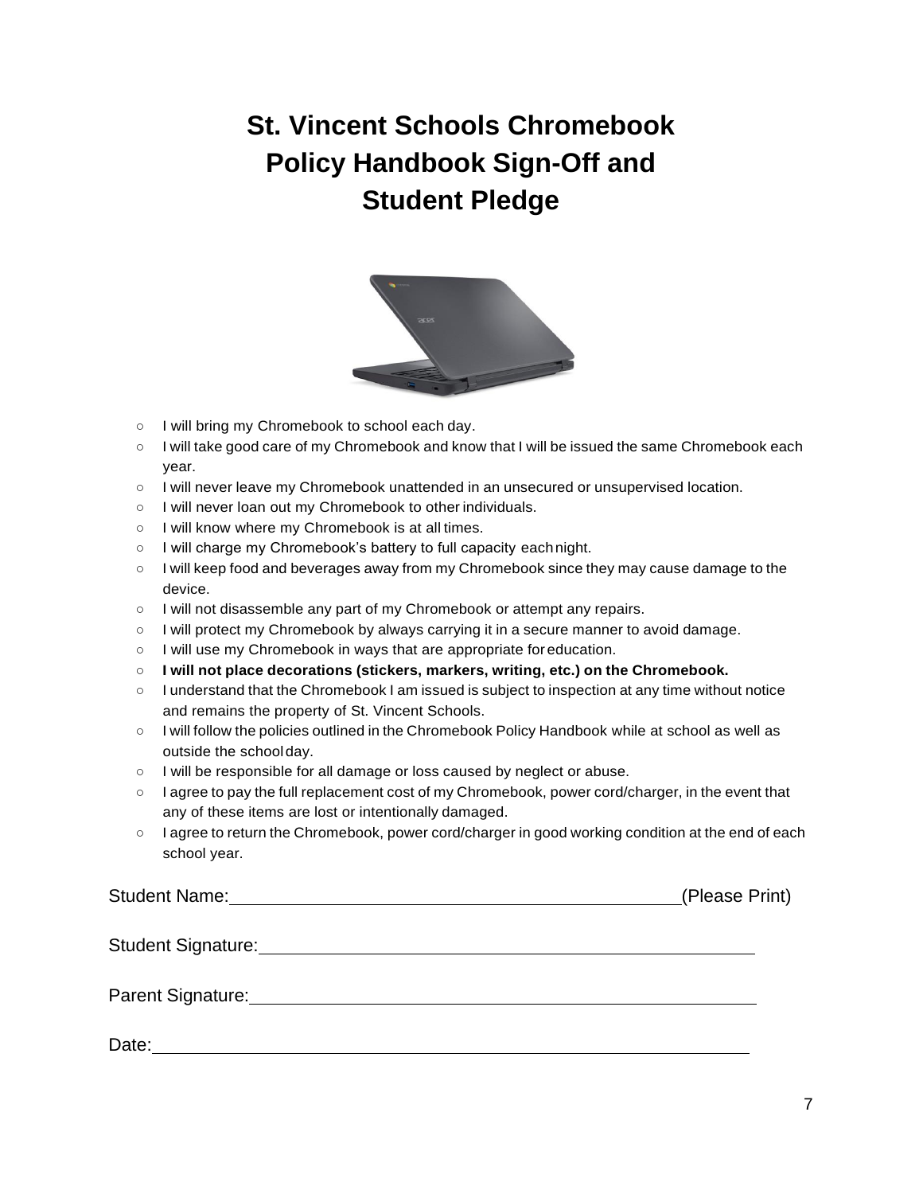# St. Vincent Schools Chromebook Policy Handbook Sign-Off and Student Pledge

- I will bring my Chromebook to school each day.
- I will take good care of my Chromebook and know that I will be issued the same Chromebook each year.
- I will never leave my Chromebook unattended in an unsecured or unsupervised location.
- I will never loan out my Chromebook to other individuals.
- I will know where my Chromebook is at all times.
- I will charge my Chromebook's battery to full capacity each night.
- I will keep food and beverages away from my Chromebook since they may cause damage to the device.
- I will not disassemble any part of my Chromebook or attempt any repairs.
- I will protect my Chromebook by always carrying it in a secure manner to avoid damage.
- I will use my Chromebook in ways that are appropriate for education.
- **I will not place decorations (stickers, markers, writing, etc.) on the Chromebook.**
- I understand that the Chromebook I am issued is subject to inspection at any time without notice and remains the property of St. Vincent Schools.
- I will follow the policies outlined in the Chromebook Policy Handbook while at school as well as outside the school day.
- I will be responsible for all damage or loss caused by neglect or abuse.
- I agree to pay the full replacement cost of my Chromebook, power cord/charger, in the event that any of these items are lost or intentionally damaged.
- I agree to return the Chromebook, power cord/charger in good working condition at the end of each school year.

Student Name:_______________________________________________(Please Print)

Student Signature:_______________________________________________

Parent Signature:_______________________________________________

Date:_______________________________________________